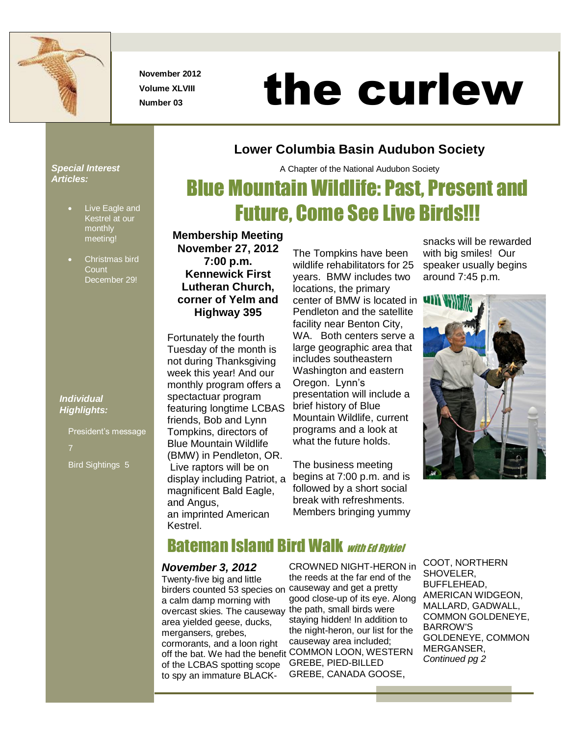November 2012
Volume XLVIII
Number 03

# the curlew

## Lower Columbia Basin Audubon Society

A Chapter of the National Audubon Society

***Special Interest Articles:***

- Live Eagle and Kestrel at our monthly meeting!
- Christmas bird Count December 29!

***Individual Highlights:***

President's message 7

Bird Sightings 5

# Blue Mountain Wildlife: Past, Present and Future, Come See Live Birds!!!

**Membership Meeting**
**November 27, 2012**
**7:00 p.m.**
**Kennewick First Lutheran Church, corner of Yelm and Highway 395**

Fortunately the fourth Tuesday of the month is not during Thanksgiving week this year! And our monthly program offers a spectactuar program featuring longtime LCBAS friends, Bob and Lynn Tompkins, directors of Blue Mountain Wildlife (BMW) in Pendleton, OR. Live raptors will be on display including Patriot, a magnificent Bald Eagle, and Angus, an imprinted American Kestrel.

The Tompkins have been wildlife rehabilitators for 25 years. BMW includes two locations, the primary center of BMW is located in Pendleton and the satellite facility near Benton City, WA. Both centers serve a large geographic area that includes southeastern Washington and eastern Oregon. Lynn's presentation will include a brief history of Blue Mountain Wildlife, current programs and a look at what the future holds.

The business meeting begins at 7:00 p.m. and is followed by a short social break with refreshments. Members bringing yummy snacks will be rewarded with big smiles! Our speaker usually begins around 7:45 p.m.

# Bateman Island Bird Walk *with Ed Rykiel*

***November 3, 2012***

Twenty-five big and little birders counted 53 species on a calm damp morning with overcast skies. The causeway area yielded geese, ducks, mergansers, grebes, cormorants, and a loon right off the bat. We had the benefit of the LCBAS spotting scope to spy an immature BLACK-CROWNED NIGHT-HERON in the reeds at the far end of the causeway and get a pretty good close-up of its eye. Along the path, small birds were staying hidden! In addition to the night-heron, our list for the causeway area included; COMMON LOON, WESTERN GREBE, PIED-BILLED GREBE, CANADA GOOSE, COOT, NORTHERN SHOVELER, BUFFLEHEAD, AMERICAN WIDGEON, MALLARD, GADWALL, COMMON GOLDENEYE, BARROW'S GOLDENEYE, COMMON MERGANSER,

*Continued pg 2*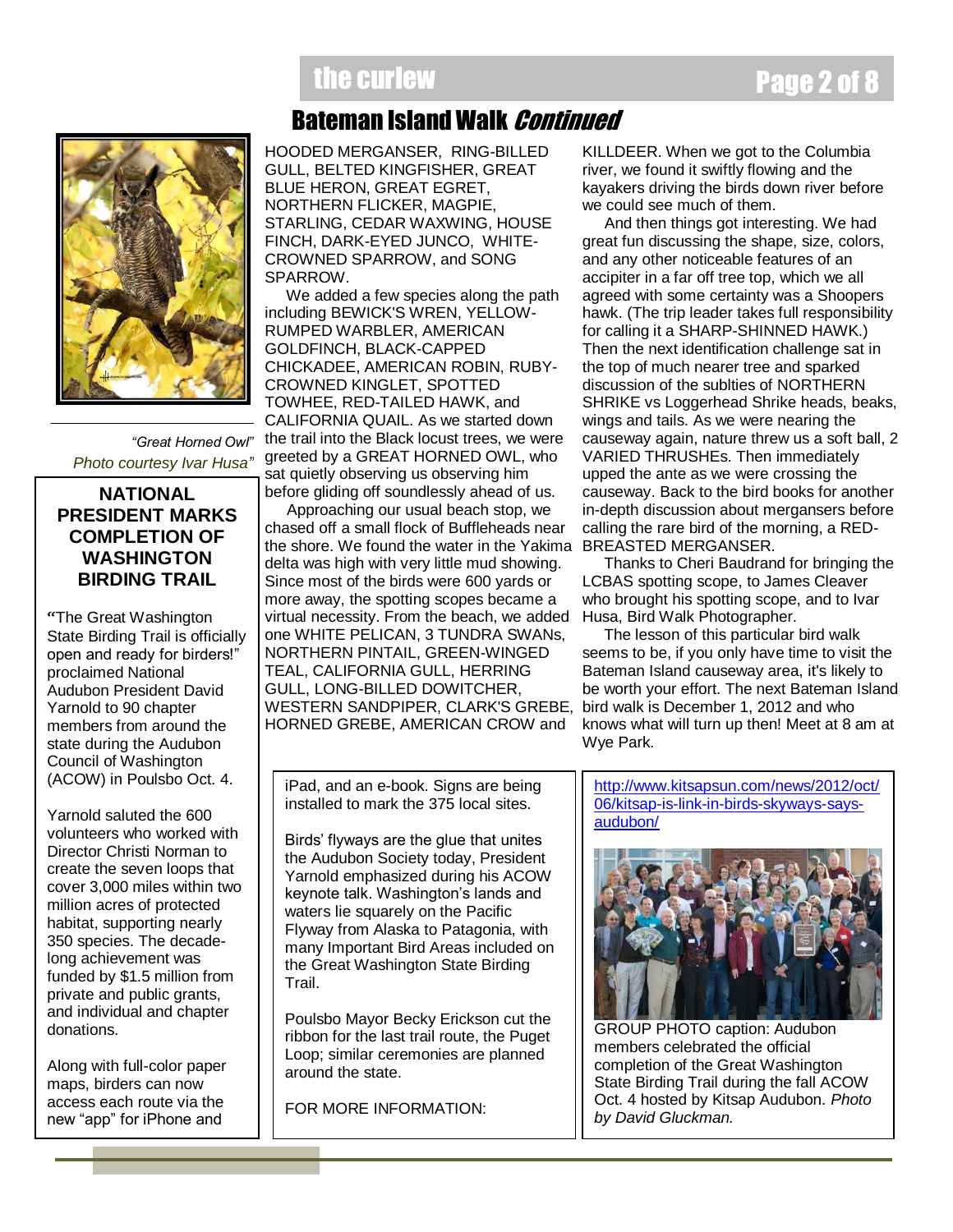## Bateman Island Walk *Continued*

HOODED MERGANSER, RING-BILLED GULL, BELTED KINGFISHER, GREAT BLUE HERON, GREAT EGRET, NORTHERN FLICKER, MAGPIE, STARLING, CEDAR WAXWING, HOUSE FINCH, DARK-EYED JUNCO, WHITE-CROWNED SPARROW, and SONG SPARROW.

We added a few species along the path including BEWICK'S WREN, YELLOW-RUMPED WARBLER, AMERICAN GOLDFINCH, BLACK-CAPPED CHICKADEE, AMERICAN ROBIN, RUBY-CROWNED KINGLET, SPOTTED TOWHEE, RED-TAILED HAWK, and CALIFORNIA QUAIL. As we started down the trail into the Black locust trees, we were greeted by a GREAT HORNED OWL, who sat quietly observing us observing him before gliding off soundlessly ahead of us.

Approaching our usual beach stop, we chased off a small flock of Buffleheads near the shore. We found the water in the Yakima delta was high with very little mud showing. Since most of the birds were 600 yards or more away, the spotting scopes became a virtual necessity. From the beach, we added one WHITE PELICAN, 3 TUNDRA SWANs, NORTHERN PINTAIL, GREEN-WINGED TEAL, CALIFORNIA GULL, HERRING GULL, LONG-BILLED DOWITCHER, WESTERN SANDPIPER, CLARK'S GREBE, HORNED GREBE, AMERICAN CROW and KILLDEER. When we got to the Columbia river, we found it swiftly flowing and the kayakers driving the birds down river before we could see much of them.

And then things got interesting. We had great fun discussing the shape, size, colors, and any other noticeable features of an accipiter in a far off tree top, which we all agreed with some certainty was a Shoopers hawk. (The trip leader takes full responsibility for calling it a SHARP-SHINNED HAWK.) Then the next identification challenge sat in the top of much nearer tree and sparked discussion of the subtlties of NORTHERN SHRIKE vs Loggerhead Shrike heads, beaks, wings and tails. As we were nearing the causeway again, nature threw us a soft ball, 2 VARIED THRUSHEs. Then immediately upped the ante as we were crossing the causeway. Back to the bird books for another in-depth discussion about mergansers before calling the rare bird of the morning, a RED-BREASTED MERGANSER.

Thanks to Cheri Baudrand for bringing the LCBAS spotting scope, to James Cleaver who brought his spotting scope, and to Ivar Husa, Bird Walk Photographer.

The lesson of this particular bird walk seems to be, if you only have time to visit the Bateman Island causeway area, it's likely to be worth your effort. The next Bateman Island bird walk is December 1, 2012 and who knows what will turn up then! Meet at 8 am at Wye Park.

*"Great Horned Owl"*
*Photo courtesy Ivar Husa"*

### NATIONAL PRESIDENT MARKS COMPLETION OF WASHINGTON BIRDING TRAIL

"The Great Washington State Birding Trail is officially open and ready for birders!" proclaimed National Audubon President David Yarnold to 90 chapter members from around the state during the Audubon Council of Washington (ACOW) in Poulsbo Oct. 4.

Yarnold saluted the 600 volunteers who worked with Director Christi Norman to create the seven loops that cover 3,000 miles within two million acres of protected habitat, supporting nearly 350 species. The decade-long achievement was funded by $1.5 million from private and public grants, and individual and chapter donations.

Along with full-color paper maps, birders can now access each route via the new "app" for iPhone and iPad, and an e-book. Signs are being installed to mark the 375 local sites.

Birds' flyways are the glue that unites the Audubon Society today, President Yarnold emphasized during his ACOW keynote talk. Washington's lands and waters lie squarely on the Pacific Flyway from Alaska to Patagonia, with many Important Bird Areas included on the Great Washington State Birding Trail.

Poulsbo Mayor Becky Erickson cut the ribbon for the last trail route, the Puget Loop; similar ceremonies are planned around the state.

FOR MORE INFORMATION:

http://www.kitsapsun.com/news/2012/oct/06/kitsap-is-link-in-birds-skyways-says-audubon/

GROUP PHOTO caption: Audubon members celebrated the official completion of the Great Washington State Birding Trail during the fall ACOW Oct. 4 hosted by Kitsap Audubon. *Photo by David Gluckman.*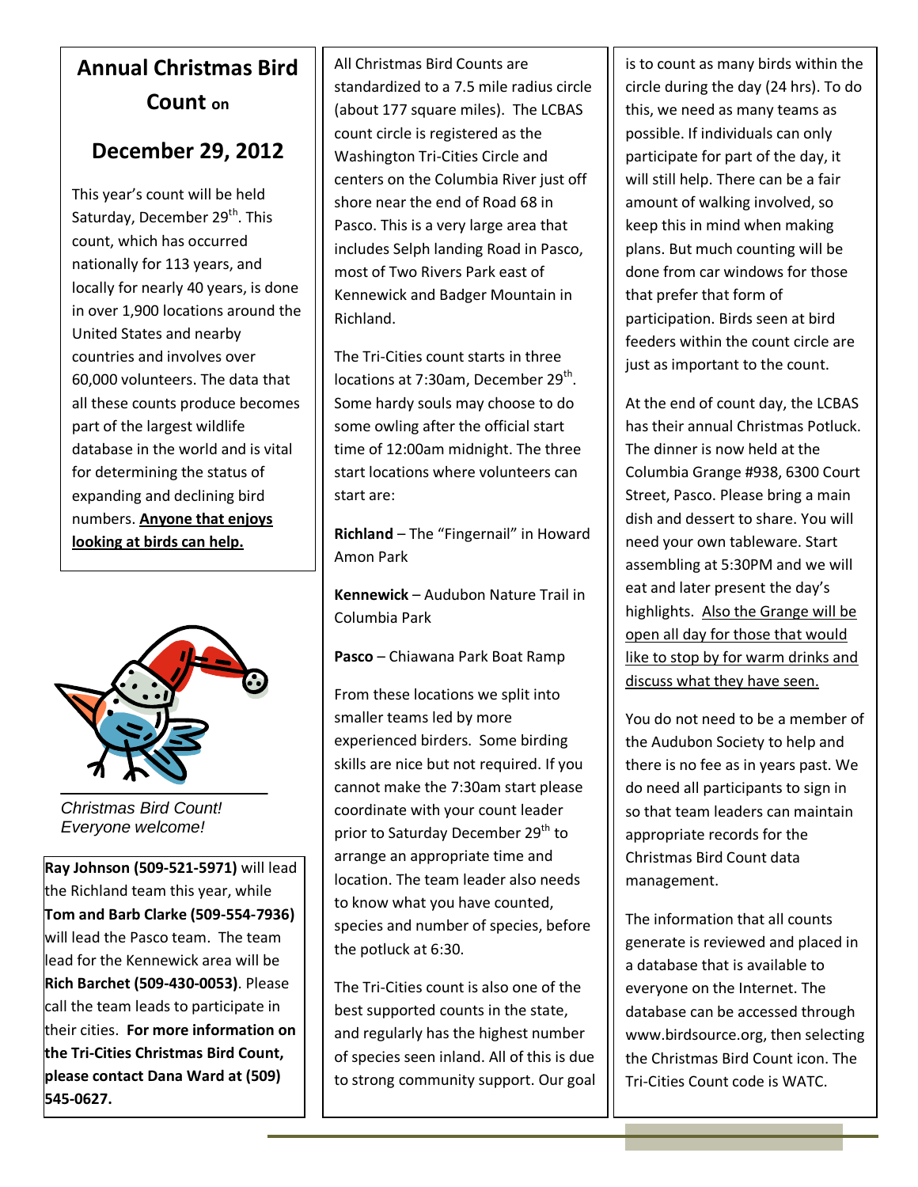# Annual Christmas Bird Count on

# December 29, 2012

This year's count will be held Saturday, December 29th. This count, which has occurred nationally for 113 years, and locally for nearly 40 years, is done in over 1,900 locations around the United States and nearby countries and involves over 60,000 volunteers. The data that all these counts produce becomes part of the largest wildlife database in the world and is vital for determining the status of expanding and declining bird numbers. **Anyone that enjoys looking at birds can help.**

*Christmas Bird Count! Everyone welcome!*

**Ray Johnson (509-521-5971)** will lead the Richland team this year, while **Tom and Barb Clarke (509-554-7936)** will lead the Pasco team. The team lead for the Kennewick area will be **Rich Barchet (509-430-0053)**. Please call the team leads to participate in their cities. **For more information on the Tri-Cities Christmas Bird Count, please contact Dana Ward at (509) 545-0627.**

All Christmas Bird Counts are standardized to a 7.5 mile radius circle (about 177 square miles). The LCBAS count circle is registered as the Washington Tri-Cities Circle and centers on the Columbia River just off shore near the end of Road 68 in Pasco. This is a very large area that includes Selph landing Road in Pasco, most of Two Rivers Park east of Kennewick and Badger Mountain in Richland.

The Tri-Cities count starts in three locations at 7:30am, December 29th. Some hardy souls may choose to do some owling after the official start time of 12:00am midnight. The three start locations where volunteers can start are:

**Richland** – The "Fingernail" in Howard Amon Park

**Kennewick** – Audubon Nature Trail in Columbia Park

**Pasco** – Chiawana Park Boat Ramp

From these locations we split into smaller teams led by more experienced birders. Some birding skills are nice but not required. If you cannot make the 7:30am start please coordinate with your count leader prior to Saturday December 29th to arrange an appropriate time and location. The team leader also needs to know what you have counted, species and number of species, before the potluck at 6:30.

The Tri-Cities count is also one of the best supported counts in the state, and regularly has the highest number of species seen inland. All of this is due to strong community support. Our goal is to count as many birds within the circle during the day (24 hrs). To do this, we need as many teams as possible. If individuals can only participate for part of the day, it will still help. There can be a fair amount of walking involved, so keep this in mind when making plans. But much counting will be done from car windows for those that prefer that form of participation. Birds seen at bird feeders within the count circle are just as important to the count.

At the end of count day, the LCBAS has their annual Christmas Potluck. The dinner is now held at the Columbia Grange #938, 6300 Court Street, Pasco. Please bring a main dish and dessert to share. You will need your own tableware. Start assembling at 5:30PM and we will eat and later present the day's highlights. Also the Grange will be open all day for those that would like to stop by for warm drinks and discuss what they have seen.

You do not need to be a member of the Audubon Society to help and there is no fee as in years past. We do need all participants to sign in so that team leaders can maintain appropriate records for the Christmas Bird Count data management.

The information that all counts generate is reviewed and placed in a database that is available to everyone on the Internet. The database can be accessed through www.birdsource.org, then selecting the Christmas Bird Count icon. The Tri-Cities Count code is WATC.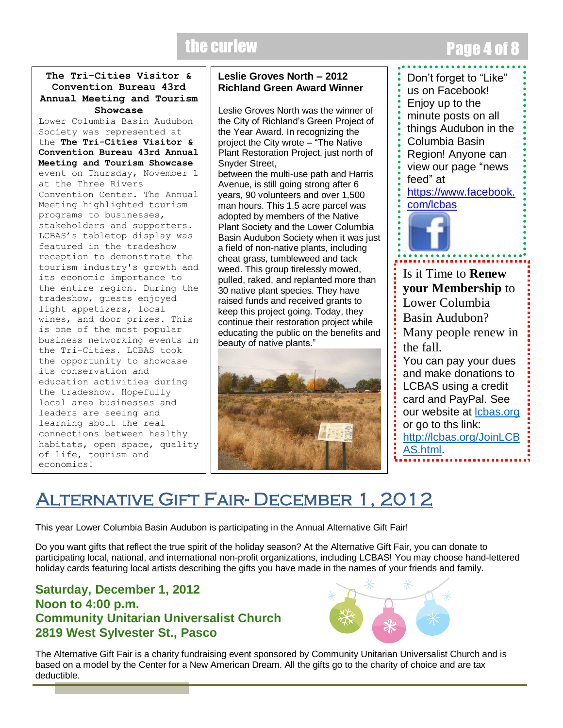### The Tri-Cities Visitor & Convention Bureau 43rd Annual Meeting and Tourism Showcase

Lower Columbia Basin Audubon Society was represented at the **The Tri-Cities Visitor & Convention Bureau 43rd Annual Meeting and Tourism Showcase** event on Thursday, November 1 at the Three Rivers Convention Center. The Annual Meeting highlighted tourism programs to businesses, stakeholders and supporters. LCBAS's tabletop display was featured in the tradeshow reception to demonstrate the tourism industry's growth and its economic importance to the entire region. During the tradeshow, guests enjoyed light appetizers, local wines, and door prizes. This is one of the most popular business networking events in the Tri-Cities. LCBAS took the opportunity to showcase its conservation and education activities during the tradeshow. Hopefully local area businesses and leaders are seeing and learning about the real connections between healthy habitats, open space, quality of life, tourism and economics!

### Leslie Groves North – 2012 Richland Green Award Winner

Leslie Groves North was the winner of the City of Richland's Green Project of the Year Award. In recognizing the project the City wrote – "The Native Plant Restoration Project, just north of Snyder Street, between the multi-use path and Harris Avenue, is still going strong after 6 years, 90 volunteers and over 1,500 man hours. This 1.5 acre parcel was adopted by members of the Native Plant Society and the Lower Columbia Basin Audubon Society when it was just a field of non-native plants, including cheat grass, tumbleweed and tack weed. This group tirelessly mowed, pulled, raked, and replanted more than 30 native plant species. They have raised funds and received grants to keep this project going. Today, they continue their restoration project while educating the public on the benefits and beauty of native plants."

Don't forget to "Like" us on Facebook! Enjoy up to the minute posts on all things Audubon in the Columbia Basin Region! Anyone can view our page "news feed" at https://www.facebook.com/lcbas

Is it Time to **Renew your Membership** to Lower Columbia Basin Audubon? Many people renew in the fall.

You can pay your dues and make donations to LCBAS using a credit card and PayPal. See our website at lcbas.org or go to ths link: http://lcbas.org/JoinLCBAS.html.

# Alternative Gift Fair- December 1, 2012

This year Lower Columbia Basin Audubon is participating in the Annual Alternative Gift Fair!

Do you want gifts that reflect the true spirit of the holiday season? At the Alternative Gift Fair, you can donate to participating local, national, and international non-profit organizations, including LCBAS! You may choose hand-lettered holiday cards featuring local artists describing the gifts you have made in the names of your friends and family.

**Saturday, December 1, 2012**
**Noon to 4:00 p.m.**
**Community Unitarian Universalist Church**
**2819 West Sylvester St., Pasco**

The Alternative Gift Fair is a charity fundraising event sponsored by Community Unitarian Universalist Church and is based on a model by the Center for a New American Dream. All the gifts go to the charity of choice and are tax deductible.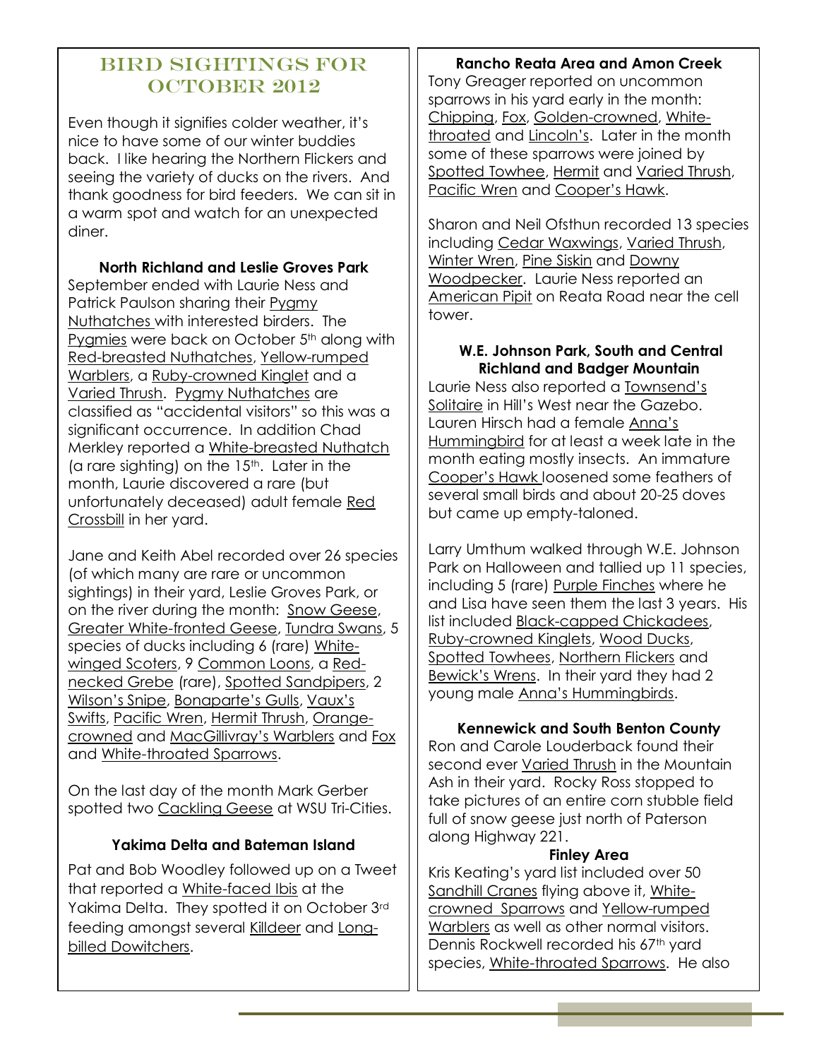# Bird Sightings for October 2012

Even though it signifies colder weather, it's nice to have some of our winter buddies back. I like hearing the Northern Flickers and seeing the variety of ducks on the rivers. And thank goodness for bird feeders. We can sit in a warm spot and watch for an unexpected diner.

**North Richland and Leslie Groves Park**

September ended with Laurie Ness and Patrick Paulson sharing their Pygmy Nuthatches with interested birders. The Pygmies were back on October 5th along with Red-breasted Nuthatches, Yellow-rumped Warblers, a Ruby-crowned Kinglet and a Varied Thrush. Pygmy Nuthatches are classified as "accidental visitors" so this was a significant occurrence. In addition Chad Merkley reported a White-breasted Nuthatch (a rare sighting) on the 15th. Later in the month, Laurie discovered a rare (but unfortunately deceased) adult female Red Crossbill in her yard.

Jane and Keith Abel recorded over 26 species (of which many are rare or uncommon sightings) in their yard, Leslie Groves Park, or on the river during the month: Snow Geese, Greater White-fronted Geese, Tundra Swans, 5 species of ducks including 6 (rare) White-winged Scoters, 9 Common Loons, a Red-necked Grebe (rare), Spotted Sandpipers, 2 Wilson's Snipe, Bonaparte's Gulls, Vaux's Swifts, Pacific Wren, Hermit Thrush, Orange-crowned and MacGillivray's Warblers and Fox and White-throated Sparrows.

On the last day of the month Mark Gerber spotted two Cackling Geese at WSU Tri-Cities.

**Yakima Delta and Bateman Island**

Pat and Bob Woodley followed up on a Tweet that reported a White-faced Ibis at the Yakima Delta. They spotted it on October 3rd feeding amongst several Killdeer and Long-billed Dowitchers.

**Rancho Reata Area and Amon Creek**

Tony Greager reported on uncommon sparrows in his yard early in the month: Chipping, Fox, Golden-crowned, White-throated and Lincoln's. Later in the month some of these sparrows were joined by Spotted Towhee, Hermit and Varied Thrush, Pacific Wren and Cooper's Hawk.

Sharon and Neil Ofsthun recorded 13 species including Cedar Waxwings, Varied Thrush, Winter Wren, Pine Siskin and Downy Woodpecker. Laurie Ness reported an American Pipit on Reata Road near the cell tower.

**W.E. Johnson Park, South and Central Richland and Badger Mountain**

Laurie Ness also reported a Townsend's Solitaire in Hill's West near the Gazebo. Lauren Hirsch had a female Anna's Hummingbird for at least a week late in the month eating mostly insects. An immature Cooper's Hawk loosened some feathers of several small birds and about 20-25 doves but came up empty-taloned.

Larry Umthum walked through W.E. Johnson Park on Halloween and tallied up 11 species, including 5 (rare) Purple Finches where he and Lisa have seen them the last 3 years. His list included Black-capped Chickadees, Ruby-crowned Kinglets, Wood Ducks, Spotted Towhees, Northern Flickers and Bewick's Wrens. In their yard they had 2 young male Anna's Hummingbirds.

**Kennewick and South Benton County**

Ron and Carole Louderback found their second ever Varied Thrush in the Mountain Ash in their yard. Rocky Ross stopped to take pictures of an entire corn stubble field full of snow geese just north of Paterson along Highway 221.

**Finley Area**

Kris Keating's yard list included over 50 Sandhill Cranes flying above it, White-crowned Sparrows and Yellow-rumped Warblers as well as other normal visitors. Dennis Rockwell recorded his 67th yard species, White-throated Sparrows. He also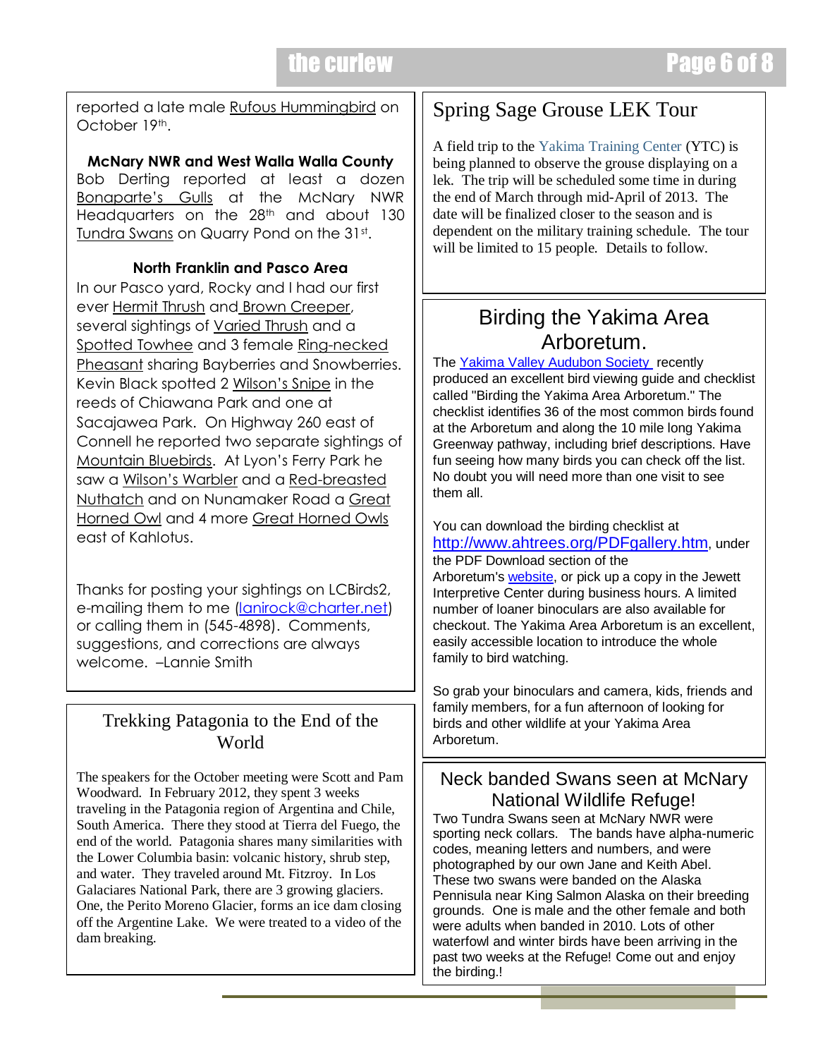reported a late male Rufous Hummingbird on October 19th.

**McNary NWR and West Walla Walla County**

Bob Derting reported at least a dozen Bonaparte's Gulls at the McNary NWR Headquarters on the 28th and about 130 Tundra Swans on Quarry Pond on the 31st.

**North Franklin and Pasco Area**

In our Pasco yard, Rocky and I had our first ever Hermit Thrush and Brown Creeper, several sightings of Varied Thrush and a Spotted Towhee and 3 female Ring-necked Pheasant sharing Bayberries and Snowberries. Kevin Black spotted 2 Wilson's Snipe in the reeds of Chiawana Park and one at Sacajawea Park. On Highway 260 east of Connell he reported two separate sightings of Mountain Bluebirds. At Lyon's Ferry Park he saw a Wilson's Warbler and a Red-breasted Nuthatch and on Nunamaker Road a Great Horned Owl and 4 more Great Horned Owls east of Kahlotus.

Thanks for posting your sightings on LCBirds2, e-mailing them to me (lanirock@charter.net) or calling them in (545-4898). Comments, suggestions, and corrections are always welcome. –Lannie Smith

## Trekking Patagonia to the End of the World

The speakers for the October meeting were Scott and Pam Woodward. In February 2012, they spent 3 weeks traveling in the Patagonia region of Argentina and Chile, South America. There they stood at Tierra del Fuego, the end of the world. Patagonia shares many similarities with the Lower Columbia basin: volcanic history, shrub step, and water. They traveled around Mt. Fitzroy. In Los Galaciares National Park, there are 3 growing glaciers. One, the Perito Moreno Glacier, forms an ice dam closing off the Argentine Lake. We were treated to a video of the dam breaking.

## Spring Sage Grouse LEK Tour

A field trip to the Yakima Training Center (YTC) is being planned to observe the grouse displaying on a lek. The trip will be scheduled some time in during the end of March through mid-April of 2013. The date will be finalized closer to the season and is dependent on the military training schedule. The tour will be limited to 15 people. Details to follow.

## Birding the Yakima Area Arboretum.

The Yakima Valley Audubon Society recently produced an excellent bird viewing guide and checklist called "Birding the Yakima Area Arboretum." The checklist identifies 36 of the most common birds found at the Arboretum and along the 10 mile long Yakima Greenway pathway, including brief descriptions. Have fun seeing how many birds you can check off the list. No doubt you will need more than one visit to see them all.

You can download the birding checklist at http://www.ahtrees.org/PDFgallery.htm, under the PDF Download section of the Arboretum's website, or pick up a copy in the Jewett Interpretive Center during business hours. A limited number of loaner binoculars are also available for checkout. The Yakima Area Arboretum is an excellent, easily accessible location to introduce the whole family to bird watching.

So grab your binoculars and camera, kids, friends and family members, for a fun afternoon of looking for birds and other wildlife at your Yakima Area Arboretum.

## Neck banded Swans seen at McNary National Wildlife Refuge!

Two Tundra Swans seen at McNary NWR were sporting neck collars. The bands have alpha-numeric codes, meaning letters and numbers, and were photographed by our own Jane and Keith Abel. These two swans were banded on the Alaska Pennisula near King Salmon Alaska on their breeding grounds. One is male and the other female and both were adults when banded in 2010. Lots of other waterfowl and winter birds have been arriving in the past two weeks at the Refuge! Come out and enjoy the birding.!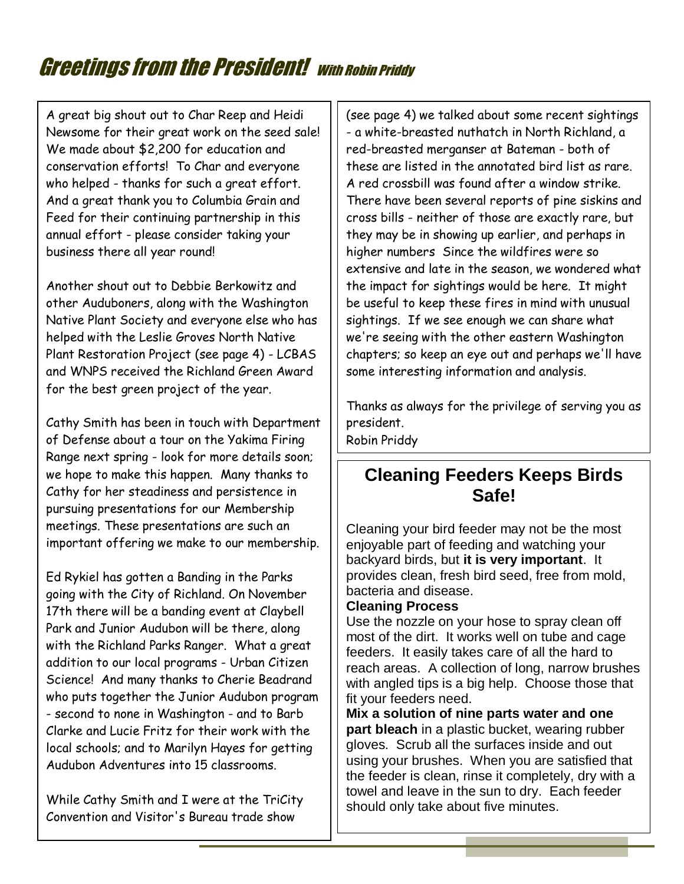# Greetings from the President! *With Robin Priddy*

A great big shout out to Char Reep and Heidi Newsome for their great work on the seed sale! We made about $2,200 for education and conservation efforts! To Char and everyone who helped - thanks for such a great effort. And a great thank you to Columbia Grain and Feed for their continuing partnership in this annual effort - please consider taking your business there all year round!

Another shout out to Debbie Berkowitz and other Auduboners, along with the Washington Native Plant Society and everyone else who has helped with the Leslie Groves North Native Plant Restoration Project (see page 4) - LCBAS and WNPS received the Richland Green Award for the best green project of the year.

Cathy Smith has been in touch with Department of Defense about a tour on the Yakima Firing Range next spring - look for more details soon; we hope to make this happen. Many thanks to Cathy for her steadiness and persistence in pursuing presentations for our Membership meetings. These presentations are such an important offering we make to our membership.

Ed Rykiel has gotten a Banding in the Parks going with the City of Richland. On November 17th there will be a banding event at Claybell Park and Junior Audubon will be there, along with the Richland Parks Ranger. What a great addition to our local programs - Urban Citizen Science! And many thanks to Cherie Beadrand who puts together the Junior Audubon program - second to none in Washington - and to Barb Clarke and Lucie Fritz for their work with the local schools; and to Marilyn Hayes for getting Audubon Adventures into 15 classrooms.

While Cathy Smith and I were at the TriCity Convention and Visitor's Bureau trade show (see page 4) we talked about some recent sightings - a white-breasted nuthatch in North Richland, a red-breasted merganser at Bateman - both of these are listed in the annotated bird list as rare. A red crossbill was found after a window strike. There have been several reports of pine siskins and cross bills - neither of those are exactly rare, but they may be in showing up earlier, and perhaps in higher numbers Since the wildfires were so extensive and late in the season, we wondered what the impact for sightings would be here. It might be useful to keep these fires in mind with unusual sightings. If we see enough we can share what we're seeing with the other eastern Washington chapters; so keep an eye out and perhaps we'll have some interesting information and analysis.

Thanks as always for the privilege of serving you as president.
Robin Priddy

## Cleaning Feeders Keeps Birds Safe!

Cleaning your bird feeder may not be the most enjoyable part of feeding and watching your backyard birds, but **it is very important**. It provides clean, fresh bird seed, free from mold, bacteria and disease.

**Cleaning Process**

Use the nozzle on your hose to spray clean off most of the dirt. It works well on tube and cage feeders. It easily takes care of all the hard to reach areas. A collection of long, narrow brushes with angled tips is a big help. Choose those that fit your feeders need.

**Mix a solution of nine parts water and one part bleach** in a plastic bucket, wearing rubber gloves. Scrub all the surfaces inside and out using your brushes. When you are satisfied that the feeder is clean, rinse it completely, dry with a towel and leave in the sun to dry. Each feeder should only take about five minutes.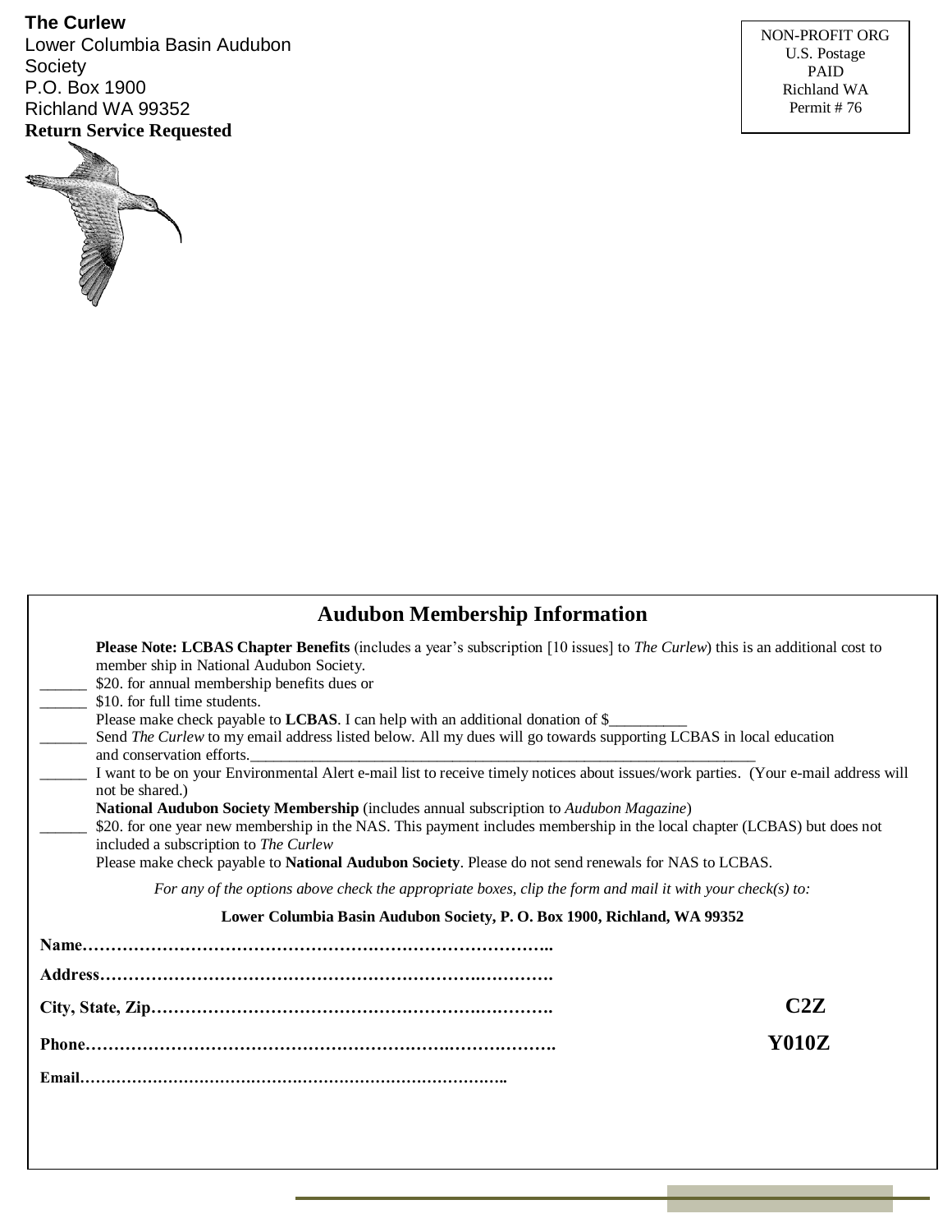**The Curlew**
Lower Columbia Basin Audubon Society
P.O. Box 1900
Richland WA 99352
**Return Service Requested**

NON-PROFIT ORG
U.S. Postage
PAID
Richland WA
Permit # 76

## Audubon Membership Information

**Please Note: LCBAS Chapter Benefits** (includes a year's subscription [10 issues] to *The Curlew*) this is an additional cost to member ship in National Audubon Society.

______ $20. for annual membership benefits dues or
______ $10. for full time students.
Please make check payable to **LCBAS**. I can help with an additional donation of $__________
______ Send *The Curlew* to my email address listed below. All my dues will go towards supporting LCBAS in local education and conservation efforts.________________________________________________________________
______ I want to be on your Environmental Alert e-mail list to receive timely notices about issues/work parties. (Your e-mail address will not be shared.)

**National Audubon Society Membership** (includes annual subscription to *Audubon Magazine*)

______ $20. for one year new membership in the NAS. This payment includes membership in the local chapter (LCBAS) but does not included a subscription to *The Curlew*
Please make check payable to **National Audubon Society**. Please do not send renewals for NAS to LCBAS.

*For any of the options above check the appropriate boxes, clip the form and mail it with your check(s) to:*

**Lower Columbia Basin Audubon Society, P. O. Box 1900, Richland, WA 99352**

**Name………………………………………………………………………..**

**Address…………………………………………………………………….**

**City, State, Zip…………………………………………………………….** **C2Z**

**Phone……………………………………………………………………….** **Y010Z**

**Email……………………………………………………………………….**